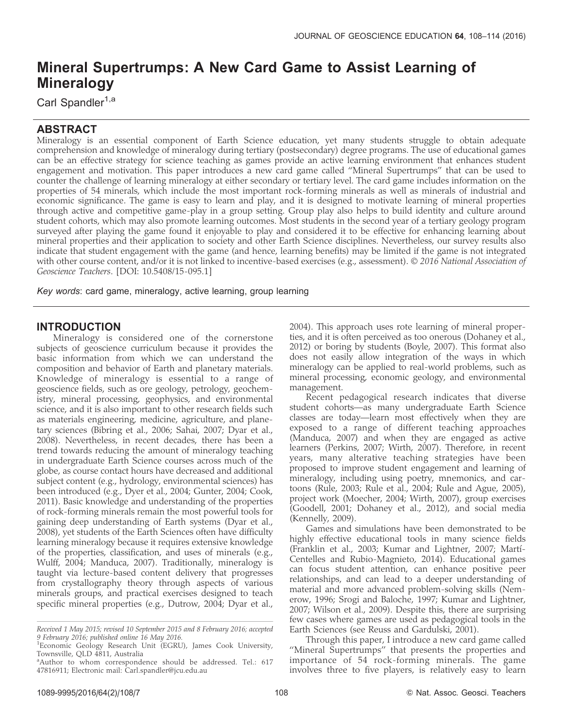# Mineral Supertrumps: A New Card Game to Assist Learning of Mineralogy

Carl Spandler[1,a]

## ABSTRACT

Mineralogy is an essential component of Earth Science education, yet many students struggle to obtain adequate comprehension and knowledge of mineralogy during tertiary (postsecondary) degree programs. The use of educational games can be an effective strategy for science teaching as games provide an active learning environment that enhances student engagement and motivation. This paper introduces a new card game called "Mineral Supertrumps" that can be used to counter the challenge of learning mineralogy at either secondary or tertiary level. The card game includes information on the properties of 54 minerals, which include the most important rock-forming minerals as well as minerals of industrial and economic significance. The game is easy to learn and play, and it is designed to motivate learning of mineral properties through active and competitive game-play in a group setting. Group play also helps to build identity and culture around student cohorts, which may also promote learning outcomes. Most students in the second year of a tertiary geology program surveyed after playing the game found it enjoyable to play and considered it to be effective for enhancing learning about mineral properties and their application to society and other Earth Science disciplines. Nevertheless, our survey results also indicate that student engagement with the game (and hence, learning benefits) may be limited if the game is not integrated with other course content, and/or it is not linked to incentive-based exercises (e.g., assessment). *© 2016 National Association of Geoscience Teachers.* [DOI: 10.5408/15-095.1]

*Key words*: card game, mineralogy, active learning, group learning

## INTRODUCTION

Mineralogy is considered one of the cornerstone subjects of geoscience curriculum because it provides the basic information from which we can understand the composition and behavior of Earth and planetary materials. Knowledge of mineralogy is essential to a range of geoscience fields, such as ore geology, petrology, geochemistry, mineral processing, geophysics, and environmental science, and it is also important to other research fields such as materials engineering, medicine, agriculture, and planetary sciences (Bibring et al., 2006; Sahai, 2007; Dyar et al., 2008). Nevertheless, in recent decades, there has been a trend towards reducing the amount of mineralogy teaching in undergraduate Earth Science courses across much of the globe, as course contact hours have decreased and additional subject content (e.g., hydrology, environmental sciences) has been introduced (e.g., Dyer et al., 2004; Gunter, 2004; Cook, 2011). Basic knowledge and understanding of the properties of rock-forming minerals remain the most powerful tools for gaining deep understanding of Earth systems (Dyar et al., 2008), yet students of the Earth Sciences often have difficulty learning mineralogy because it requires extensive knowledge of the properties, classification, and uses of minerals (e.g., Wulff, 2004; Manduca, 2007). Traditionally, mineralogy is taught via lecture-based content delivery that progresses from crystallography theory through aspects of various minerals groups, and practical exercises designed to teach specific mineral properties (e.g., Dutrow, 2004; Dyar et al., 2004). This approach uses rote learning of mineral properties, and it is often perceived as too onerous (Dohaney et al., 2012) or boring by students (Boyle, 2007). This format also does not easily allow integration of the ways in which mineralogy can be applied to real-world problems, such as mineral processing, economic geology, and environmental management.

Recent pedagogical research indicates that diverse student cohorts—as many undergraduate Earth Science classes are today—learn most effectively when they are exposed to a range of different teaching approaches (Manduca, 2007) and when they are engaged as active learners (Perkins, 2007; Wirth, 2007). Therefore, in recent years, many alterative teaching strategies have been proposed to improve student engagement and learning of mineralogy, including using poetry, mnemonics, and cartoons (Rule, 2003; Rule et al., 2004; Rule and Ague, 2005), project work (Moecher, 2004; Wirth, 2007), group exercises (Goodell, 2001; Dohaney et al., 2012), and social media (Kennelly, 2009).

Games and simulations have been demonstrated to be highly effective educational tools in many science fields (Franklin et al., 2003; Kumar and Lightner, 2007; Martí-Centelles and Rubio-Magnieto, 2014). Educational games can focus student attention, can enhance positive peer relationships, and can lead to a deeper understanding of material and more advanced problem-solving skills (Nemerow, 1996; Srogi and Baloche, 1997; Kumar and Lightner, 2007; Wilson et al., 2009). Despite this, there are surprising few cases where games are used as pedagogical tools in the Earth Sciences (see Reuss and Gardulski, 2001).

Through this paper, I introduce a new card game called "Mineral Supertrumps" that presents the properties and importance of 54 rock-forming minerals. The game involves three to five players, is relatively easy to learn

*Received 1 May 2015; revised 10 September 2015 and 8 February 2016; accepted 9 February 2016; published online 16 May 2016.*

[1]Economic Geology Research Unit (EGRU), James Cook University, Townsville, QLD 4811, Australia

[a]Author to whom correspondence should be addressed. Tel.: 617 47816911; Electronic mail: Carl.spandler@jcu.edu.au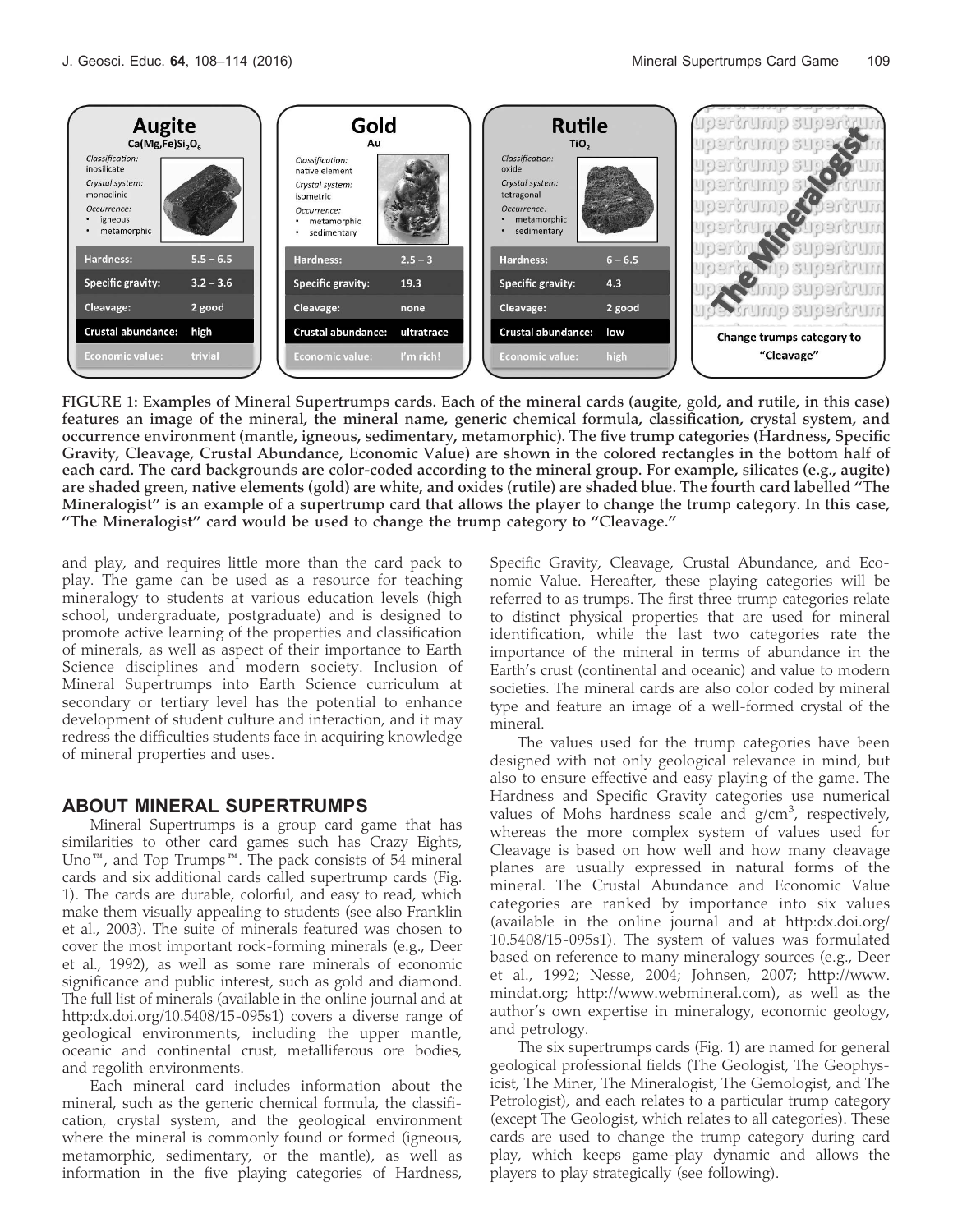FIGURE 1: Examples of Mineral Supertrumps cards. Each of the mineral cards (augite, gold, and rutile, in this case) features an image of the mineral, the mineral name, generic chemical formula, classification, crystal system, and occurrence environment (mantle, igneous, sedimentary, metamorphic). The five trump categories (Hardness, Specific Gravity, Cleavage, Crustal Abundance, Economic Value) are shown in the colored rectangles in the bottom half of each card. The card backgrounds are color-coded according to the mineral group. For example, silicates (e.g., augite) are shaded green, native elements (gold) are white, and oxides (rutile) are shaded blue. The fourth card labelled "The Mineralogist" is an example of a supertrump card that allows the player to change the trump category. In this case, "The Mineralogist" card would be used to change the trump category to "Cleavage."

and play, and requires little more than the card pack to play. The game can be used as a resource for teaching mineralogy to students at various education levels (high school, undergraduate, postgraduate) and is designed to promote active learning of the properties and classification of minerals, as well as aspect of their importance to Earth Science disciplines and modern society. Inclusion of Mineral Supertrumps into Earth Science curriculum at secondary or tertiary level has the potential to enhance development of student culture and interaction, and it may redress the difficulties students face in acquiring knowledge of mineral properties and uses.

## ABOUT MINERAL SUPERTRUMPS

Mineral Supertrumps is a group card game that has similarities to other card games such has Crazy Eights, Uno™, and Top Trumps™. The pack consists of 54 mineral cards and six additional cards called supertrump cards (Fig. 1). The cards are durable, colorful, and easy to read, which make them visually appealing to students (see also Franklin et al., 2003). The suite of minerals featured was chosen to cover the most important rock-forming minerals (e.g., Deer et al., 1992), as well as some rare minerals of economic significance and public interest, such as gold and diamond. The full list of minerals (available in the online journal and at http:dx.doi.org/10.5408/15-095s1) covers a diverse range of geological environments, including the upper mantle, oceanic and continental crust, metalliferous ore bodies, and regolith environments.

Each mineral card includes information about the mineral, such as the generic chemical formula, the classification, crystal system, and the geological environment where the mineral is commonly found or formed (igneous, metamorphic, sedimentary, or the mantle), as well as information in the five playing categories of Hardness, Specific Gravity, Cleavage, Crustal Abundance, and Economic Value. Hereafter, these playing categories will be referred to as trumps. The first three trump categories relate to distinct physical properties that are used for mineral identification, while the last two categories rate the importance of the mineral in terms of abundance in the Earth's crust (continental and oceanic) and value to modern societies. The mineral cards are also color coded by mineral type and feature an image of a well-formed crystal of the mineral.

The values used for the trump categories have been designed with not only geological relevance in mind, but also to ensure effective and easy playing of the game. The Hardness and Specific Gravity categories use numerical values of Mohs hardness scale and g/cm$^3$, respectively, whereas the more complex system of values used for Cleavage is based on how well and how many cleavage planes are usually expressed in natural forms of the mineral. The Crustal Abundance and Economic Value categories are ranked by importance into six values (available in the online journal and at http:dx.doi.org/10.5408/15-095s1). The system of values was formulated based on reference to many mineralogy sources (e.g., Deer et al., 1992; Nesse, 2004; Johnsen, 2007; http://www.mindat.org; http://www.webmineral.com), as well as the author's own expertise in mineralogy, economic geology, and petrology.

The six supertrumps cards (Fig. 1) are named for general geological professional fields (The Geologist, The Geophysicist, The Miner, The Mineralogist, The Gemologist, and The Petrologist), and each relates to a particular trump category (except The Geologist, which relates to all categories). These cards are used to change the trump category during card play, which keeps game-play dynamic and allows the players to play strategically (see following).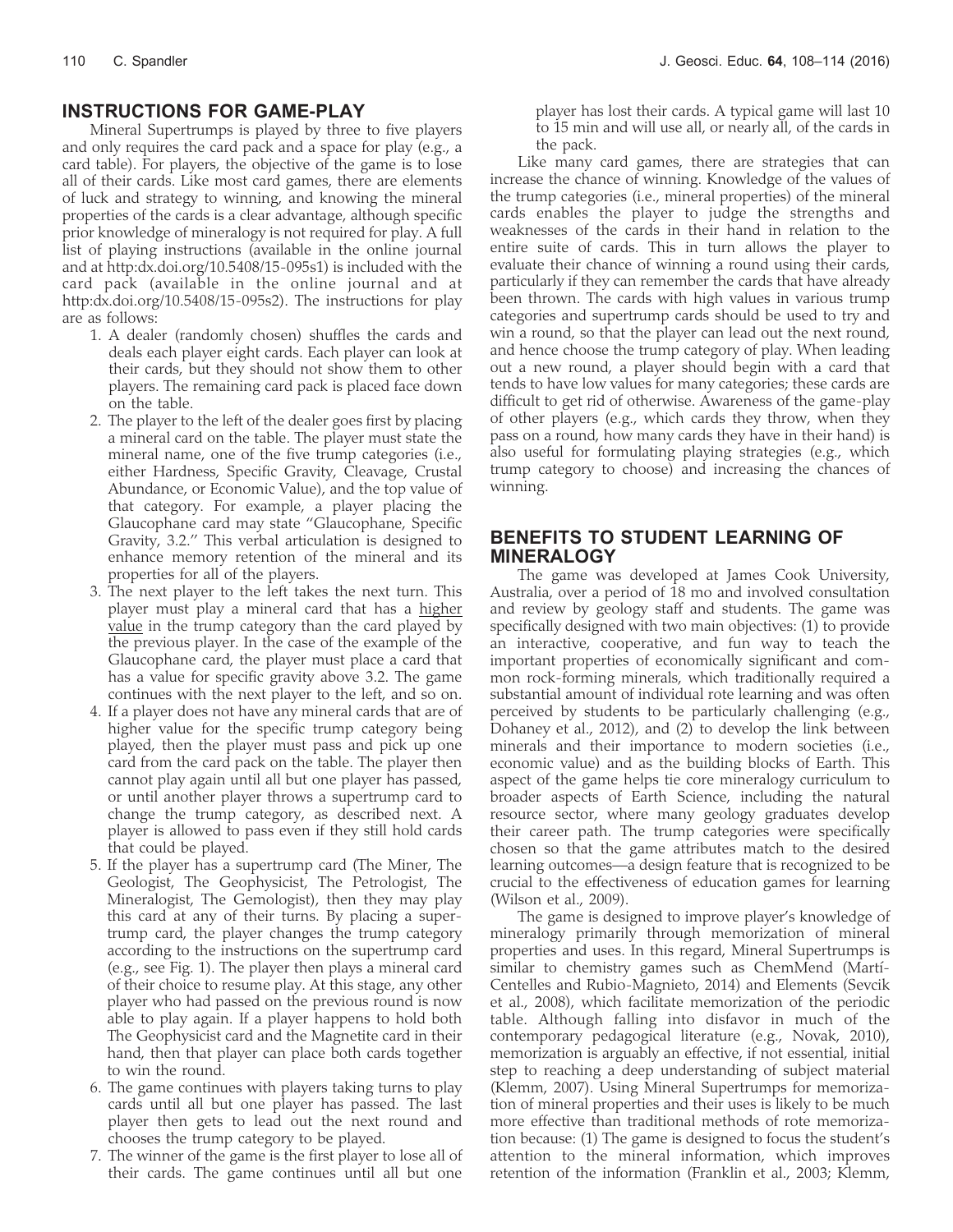## INSTRUCTIONS FOR GAME-PLAY

Mineral Supertrumps is played by three to five players and only requires the card pack and a space for play (e.g., a card table). For players, the objective of the game is to lose all of their cards. Like most card games, there are elements of luck and strategy to winning, and knowing the mineral properties of the cards is a clear advantage, although specific prior knowledge of mineralogy is not required for play. A full list of playing instructions (available in the online journal and at http:dx.doi.org/10.5408/15-095s1) is included with the card pack (available in the online journal and at http:dx.doi.org/10.5408/15-095s2). The instructions for play are as follows:

1. A dealer (randomly chosen) shuffles the cards and deals each player eight cards. Each player can look at their cards, but they should not show them to other players. The remaining card pack is placed face down on the table.
2. The player to the left of the dealer goes first by placing a mineral card on the table. The player must state the mineral name, one of the five trump categories (i.e., either Hardness, Specific Gravity, Cleavage, Crustal Abundance, or Economic Value), and the top value of that category. For example, a player placing the Glaucophane card may state "Glaucophane, Specific Gravity, 3.2." This verbal articulation is designed to enhance memory retention of the mineral and its properties for all of the players.
3. The next player to the left takes the next turn. This player must play a mineral card that has a higher value in the trump category than the card played by the previous player. In the case of the example of the Glaucophane card, the player must place a card that has a value for specific gravity above 3.2. The game continues with the next player to the left, and so on.
4. If a player does not have any mineral cards that are of higher value for the specific trump category being played, then the player must pass and pick up one card from the card pack on the table. The player then cannot play again until all but one player has passed, or until another player throws a supertrump card to change the trump category, as described next. A player is allowed to pass even if they still hold cards that could be played.
5. If the player has a supertrump card (The Miner, The Geologist, The Geophysicist, The Petrologist, The Mineralogist, The Gemologist), then they may play this card at any of their turns. By placing a supertrump card, the player changes the trump category according to the instructions on the supertrump card (e.g., see Fig. 1). The player then plays a mineral card of their choice to resume play. At this stage, any other player who had passed on the previous round is now able to play again. If a player happens to hold both The Geophysicist card and the Magnetite card in their hand, then that player can place both cards together to win the round.
6. The game continues with players taking turns to play cards until all but one player has passed. The last player then gets to lead out the next round and chooses the trump category to be played.
7. The winner of the game is the first player to lose all of their cards. The game continues until all but one player has lost their cards. A typical game will last 10 to 15 min and will use all, or nearly all, of the cards in the pack.

Like many card games, there are strategies that can increase the chance of winning. Knowledge of the values of the trump categories (i.e., mineral properties) of the mineral cards enables the player to judge the strengths and weaknesses of the cards in their hand in relation to the entire suite of cards. This in turn allows the player to evaluate their chance of winning a round using their cards, particularly if they can remember the cards that have already been thrown. The cards with high values in various trump categories and supertrump cards should be used to try and win a round, so that the player can lead out the next round, and hence choose the trump category of play. When leading out a new round, a player should begin with a card that tends to have low values for many categories; these cards are difficult to get rid of otherwise. Awareness of the game-play of other players (e.g., which cards they throw, when they pass on a round, how many cards they have in their hand) is also useful for formulating playing strategies (e.g., which trump category to choose) and increasing the chances of winning.

## BENEFITS TO STUDENT LEARNING OF MINERALOGY

The game was developed at James Cook University, Australia, over a period of 18 mo and involved consultation and review by geology staff and students. The game was specifically designed with two main objectives: (1) to provide an interactive, cooperative, and fun way to teach the important properties of economically significant and common rock-forming minerals, which traditionally required a substantial amount of individual rote learning and was often perceived by students to be particularly challenging (e.g., Dohaney et al., 2012), and (2) to develop the link between minerals and their importance to modern societies (i.e., economic value) and as the building blocks of Earth. This aspect of the game helps tie core mineralogy curriculum to broader aspects of Earth Science, including the natural resource sector, where many geology graduates develop their career path. The trump categories were specifically chosen so that the game attributes match to the desired learning outcomes—a design feature that is recognized to be crucial to the effectiveness of education games for learning (Wilson et al., 2009).

The game is designed to improve player's knowledge of mineralogy primarily through memorization of mineral properties and uses. In this regard, Mineral Supertrumps is similar to chemistry games such as ChemMend (Martí-Centelles and Rubio-Magnieto, 2014) and Elements (Sevcik et al., 2008), which facilitate memorization of the periodic table. Although falling into disfavor in much of the contemporary pedagogical literature (e.g., Novak, 2010), memorization is arguably an effective, if not essential, initial step to reaching a deep understanding of subject material (Klemm, 2007). Using Mineral Supertrumps for memorization of mineral properties and their uses is likely to be much more effective than traditional methods of rote memorization because: (1) The game is designed to focus the student's attention to the mineral information, which improves retention of the information (Franklin et al., 2003; Klemm,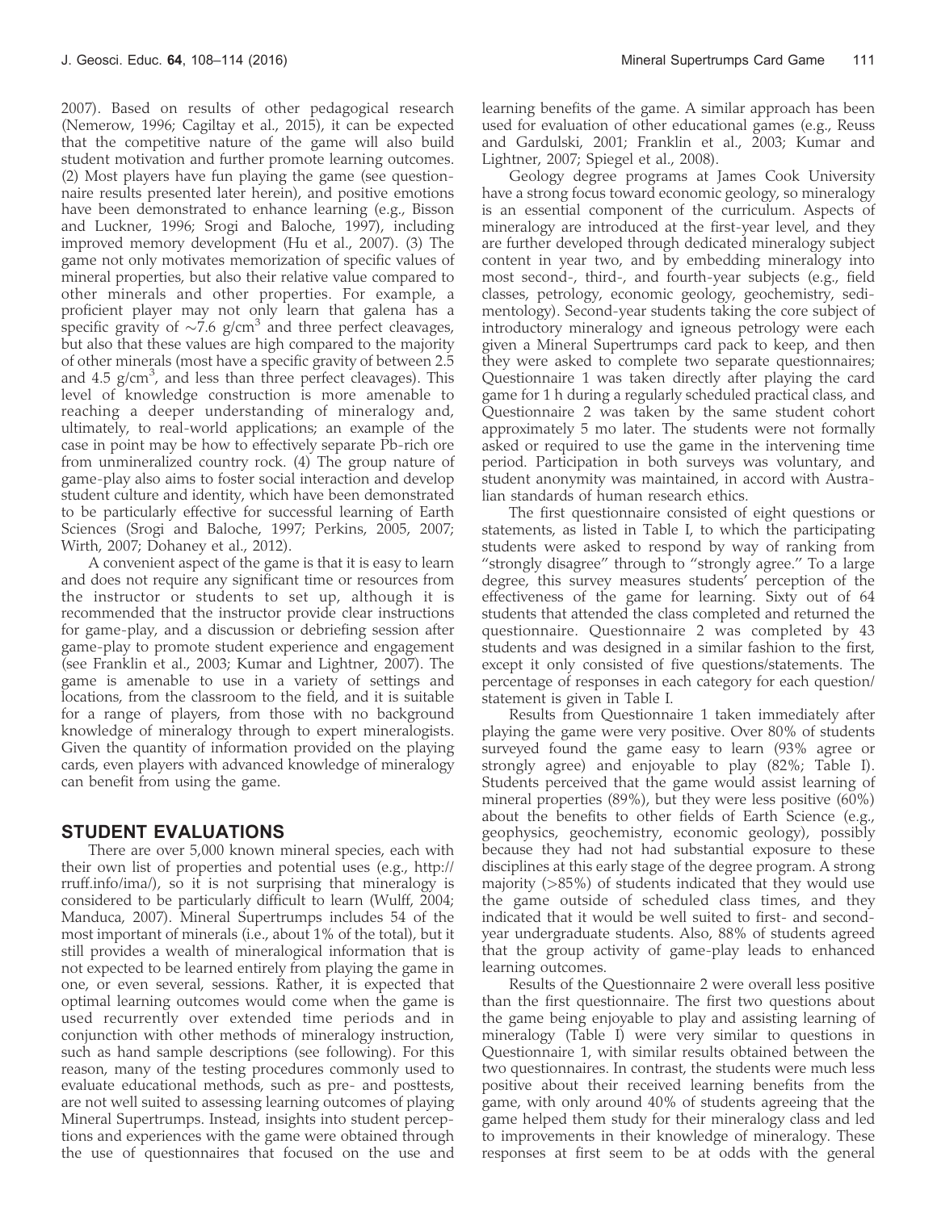2007). Based on results of other pedagogical research (Nemerow, 1996; Cagiltay et al., 2015), it can be expected that the competitive nature of the game will also build student motivation and further promote learning outcomes. (2) Most players have fun playing the game (see questionnaire results presented later herein), and positive emotions have been demonstrated to enhance learning (e.g., Bisson and Luckner, 1996; Srogi and Baloche, 1997), including improved memory development (Hu et al., 2007). (3) The game not only motivates memorization of specific values of mineral properties, but also their relative value compared to other minerals and other properties. For example, a proficient player may not only learn that galena has a specific gravity of ~7.6 g/cm$^3$ and three perfect cleavages, but also that these values are high compared to the majority of other minerals (most have a specific gravity of between 2.5 and 4.5 g/cm$^3$, and less than three perfect cleavages). This level of knowledge construction is more amenable to reaching a deeper understanding of mineralogy and, ultimately, to real-world applications; an example of the case in point may be how to effectively separate Pb-rich ore from unmineralized country rock. (4) The group nature of game-play also aims to foster social interaction and develop student culture and identity, which have been demonstrated to be particularly effective for successful learning of Earth Sciences (Srogi and Baloche, 1997; Perkins, 2005, 2007; Wirth, 2007; Dohaney et al., 2012).

A convenient aspect of the game is that it is easy to learn and does not require any significant time or resources from the instructor or students to set up, although it is recommended that the instructor provide clear instructions for game-play, and a discussion or debriefing session after game-play to promote student experience and engagement (see Franklin et al., 2003; Kumar and Lightner, 2007). The game is amenable to use in a variety of settings and locations, from the classroom to the field, and it is suitable for a range of players, from those with no background knowledge of mineralogy through to expert mineralogists. Given the quantity of information provided on the playing cards, even players with advanced knowledge of mineralogy can benefit from using the game.

## STUDENT EVALUATIONS

There are over 5,000 known mineral species, each with their own list of properties and potential uses (e.g., http://rruff.info/ima/), so it is not surprising that mineralogy is considered to be particularly difficult to learn (Wulff, 2004; Manduca, 2007). Mineral Supertrumps includes 54 of the most important of minerals (i.e., about 1% of the total), but it still provides a wealth of mineralogical information that is not expected to be learned entirely from playing the game in one, or even several, sessions. Rather, it is expected that optimal learning outcomes would come when the game is used recurrently over extended time periods and in conjunction with other methods of mineralogy instruction, such as hand sample descriptions (see following). For this reason, many of the testing procedures commonly used to evaluate educational methods, such as pre- and posttests, are not well suited to assessing learning outcomes of playing Mineral Supertrumps. Instead, insights into student perceptions and experiences with the game were obtained through the use of questionnaires that focused on the use and learning benefits of the game. A similar approach has been used for evaluation of other educational games (e.g., Reuss and Gardulski, 2001; Franklin et al., 2003; Kumar and Lightner, 2007; Spiegel et al., 2008).

Geology degree programs at James Cook University have a strong focus toward economic geology, so mineralogy is an essential component of the curriculum. Aspects of mineralogy are introduced at the first-year level, and they are further developed through dedicated mineralogy subject content in year two, and by embedding mineralogy into most second-, third-, and fourth-year subjects (e.g., field classes, petrology, economic geology, geochemistry, sedimentology). Second-year students taking the core subject of introductory mineralogy and igneous petrology were each given a Mineral Supertrumps card pack to keep, and then they were asked to complete two separate questionnaires; Questionnaire 1 was taken directly after playing the card game for 1 h during a regularly scheduled practical class, and Questionnaire 2 was taken by the same student cohort approximately 5 mo later. The students were not formally asked or required to use the game in the intervening time period. Participation in both surveys was voluntary, and student anonymity was maintained, in accord with Australian standards of human research ethics.

The first questionnaire consisted of eight questions or statements, as listed in Table I, to which the participating students were asked to respond by way of ranking from "strongly disagree" through to "strongly agree." To a large degree, this survey measures students' perception of the effectiveness of the game for learning. Sixty out of 64 students that attended the class completed and returned the questionnaire. Questionnaire 2 was completed by 43 students and was designed in a similar fashion to the first, except it only consisted of five questions/statements. The percentage of responses in each category for each question/statement is given in Table I.

Results from Questionnaire 1 taken immediately after playing the game were very positive. Over 80% of students surveyed found the game easy to learn (93% agree or strongly agree) and enjoyable to play (82%; Table I). Students perceived that the game would assist learning of mineral properties (89%), but they were less positive (60%) about the benefits to other fields of Earth Science (e.g., geophysics, geochemistry, economic geology), possibly because they had not had substantial exposure to these disciplines at this early stage of the degree program. A strong majority (>85%) of students indicated that they would use the game outside of scheduled class times, and they indicated that it would be well suited to first- and second-year undergraduate students. Also, 88% of students agreed that the group activity of game-play leads to enhanced learning outcomes.

Results of the Questionnaire 2 were overall less positive than the first questionnaire. The first two questions about the game being enjoyable to play and assisting learning of mineralogy (Table I) were very similar to questions in Questionnaire 1, with similar results obtained between the two questionnaires. In contrast, the students were much less positive about their received learning benefits from the game, with only around 40% of students agreeing that the game helped them study for their mineralogy class and led to improvements in their knowledge of mineralogy. These responses at first seem to be at odds with the general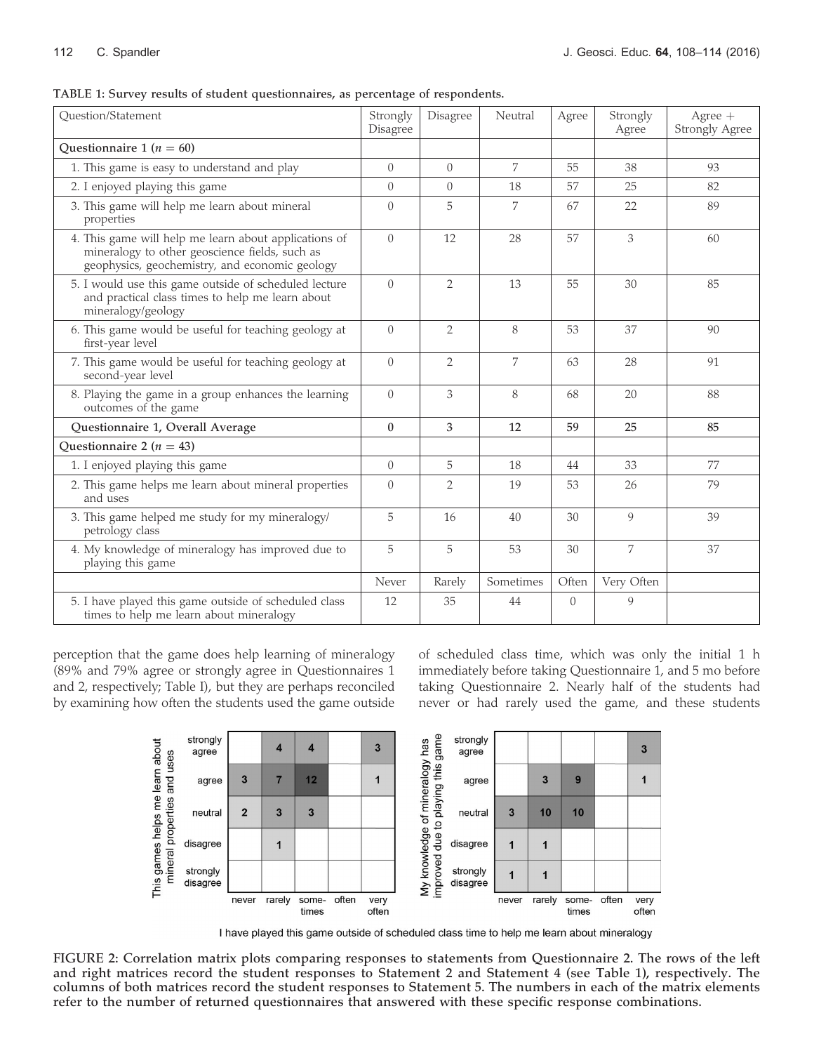TABLE 1: Survey results of student questionnaires, as percentage of respondents.

| Question/Statement | Strongly Disagree | Disagree | Neutral | Agree | Strongly Agree | Agree + Strongly Agree |
|---|---|---|---|---|---|---|
| **Questionnaire 1 ($n = 60$)** | | | | | | |
| 1. This game is easy to understand and play | 0 | 0 | 7 | 55 | 38 | 93 |
| 2. I enjoyed playing this game | 0 | 0 | 18 | 57 | 25 | 82 |
| 3. This game will help me learn about mineral properties | 0 | 5 | 7 | 67 | 22 | 89 |
| 4. This game will help me learn about applications of mineralogy to other geoscience fields, such as geophysics, geochemistry, and economic geology | 0 | 12 | 28 | 57 | 3 | 60 |
| 5. I would use this game outside of scheduled lecture and practical class times to help me learn about mineralogy/geology | 0 | 2 | 13 | 55 | 30 | 85 |
| 6. This game would be useful for teaching geology at first-year level | 0 | 2 | 8 | 53 | 37 | 90 |
| 7. This game would be useful for teaching geology at second-year level | 0 | 2 | 7 | 63 | 28 | 91 |
| 8. Playing the game in a group enhances the learning outcomes of the game | 0 | 3 | 8 | 68 | 20 | 88 |
| **Questionnaire 1, Overall Average** | **0** | **3** | **12** | **59** | **25** | **85** |
| **Questionnaire 2 ($n = 43$)** | | | | | | |
| 1. I enjoyed playing this game | 0 | 5 | 18 | 44 | 33 | 77 |
| 2. This game helps me learn about mineral properties and uses | 0 | 2 | 19 | 53 | 26 | 79 |
| 3. This game helped me study for my mineralogy/petrology class | 5 | 16 | 40 | 30 | 9 | 39 |
| 4. My knowledge of mineralogy has improved due to playing this game | 5 | 5 | 53 | 30 | 7 | 37 |
| | Never | Rarely | Sometimes | Often | Very Often | |
| 5. I have played this game outside of scheduled class times to help me learn about mineralogy | 12 | 35 | 44 | 0 | 9 | |

perception that the game does help learning of mineralogy (89% and 79% agree or strongly agree in Questionnaires 1 and 2, respectively; Table I), but they are perhaps reconciled by examining how often the students used the game outside of scheduled class time, which was only the initial 1 h immediately before taking Questionnaire 1, and 5 mo before taking Questionnaire 2. Nearly half of the students had never or had rarely used the game, and these students

FIGURE 2: Correlation matrix plots comparing responses to statements from Questionnaire 2. The rows of the left and right matrices record the student responses to Statement 2 and Statement 4 (see Table 1), respectively. The columns of both matrices record the student responses to Statement 5. The numbers in each of the matrix elements refer to the number of returned questionnaires that answered with these specific response combinations.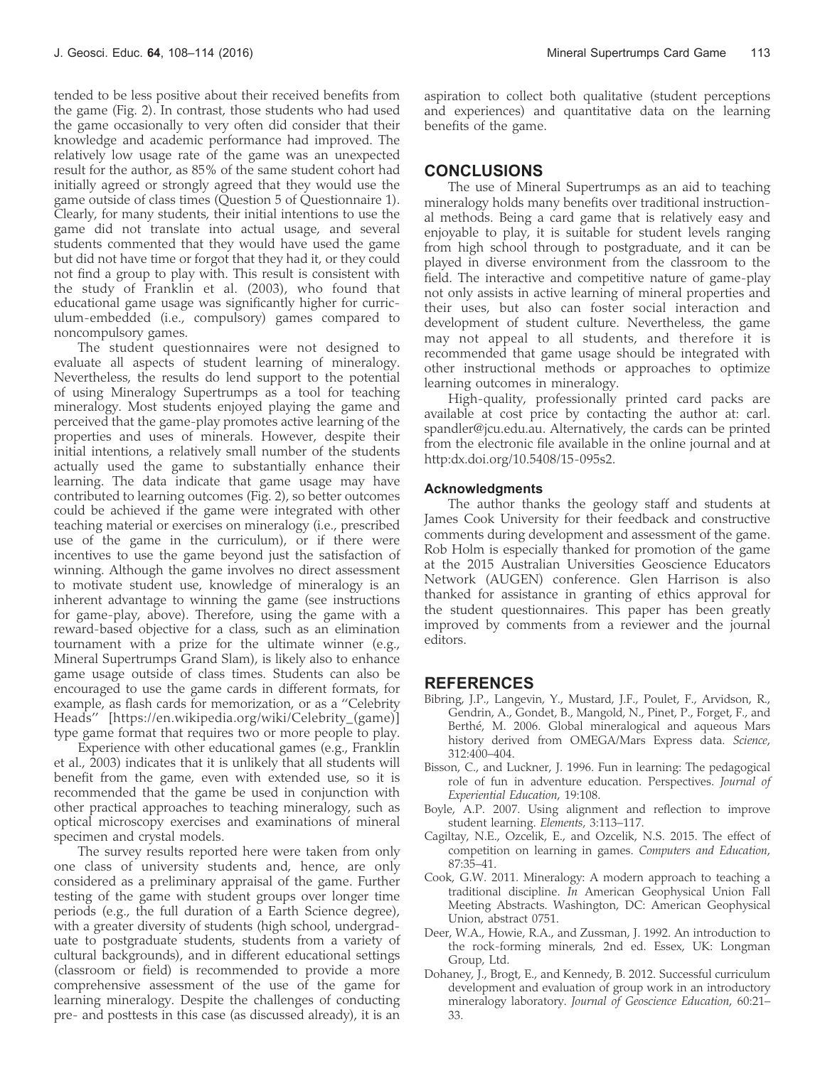tended to be less positive about their received benefits from the game (Fig. 2). In contrast, those students who had used the game occasionally to very often did consider that their knowledge and academic performance had improved. The relatively low usage rate of the game was an unexpected result for the author, as 85% of the same student cohort had initially agreed or strongly agreed that they would use the game outside of class times (Question 5 of Questionnaire 1). Clearly, for many students, their initial intentions to use the game did not translate into actual usage, and several students commented that they would have used the game but did not have time or forgot that they had it, or they could not find a group to play with. This result is consistent with the study of Franklin et al. (2003), who found that educational game usage was significantly higher for curriculum-embedded (i.e., compulsory) games compared to noncompulsory games.

The student questionnaires were not designed to evaluate all aspects of student learning of mineralogy. Nevertheless, the results do lend support to the potential of using Mineralogy Supertrumps as a tool for teaching mineralogy. Most students enjoyed playing the game and perceived that the game-play promotes active learning of the properties and uses of minerals. However, despite their initial intentions, a relatively small number of the students actually used the game to substantially enhance their learning. The data indicate that game usage may have contributed to learning outcomes (Fig. 2), so better outcomes could be achieved if the game were integrated with other teaching material or exercises on mineralogy (i.e., prescribed use of the game in the curriculum), or if there were incentives to use the game beyond just the satisfaction of winning. Although the game involves no direct assessment to motivate student use, knowledge of mineralogy is an inherent advantage to winning the game (see instructions for game-play, above). Therefore, using the game with a reward-based objective for a class, such as an elimination tournament with a prize for the ultimate winner (e.g., Mineral Supertrumps Grand Slam), is likely also to enhance game usage outside of class times. Students can also be encouraged to use the game cards in different formats, for example, as flash cards for memorization, or as a "Celebrity Heads" [https://en.wikipedia.org/wiki/Celebrity_(game)] type game format that requires two or more people to play.

Experience with other educational games (e.g., Franklin et al., 2003) indicates that it is unlikely that all students will benefit from the game, even with extended use, so it is recommended that the game be used in conjunction with other practical approaches to teaching mineralogy, such as optical microscopy exercises and examinations of mineral specimen and crystal models.

The survey results reported here were taken from only one class of university students and, hence, are only considered as a preliminary appraisal of the game. Further testing of the game with student groups over longer time periods (e.g., the full duration of a Earth Science degree), with a greater diversity of students (high school, undergraduate to postgraduate students, students from a variety of cultural backgrounds), and in different educational settings (classroom or field) is recommended to provide a more comprehensive assessment of the use of the game for learning mineralogy. Despite the challenges of conducting pre- and posttests in this case (as discussed already), it is an aspiration to collect both qualitative (student perceptions and experiences) and quantitative data on the learning benefits of the game.

## CONCLUSIONS

The use of Mineral Supertrumps as an aid to teaching mineralogy holds many benefits over traditional instructional methods. Being a card game that is relatively easy and enjoyable to play, it is suitable for student levels ranging from high school through to postgraduate, and it can be played in diverse environment from the classroom to the field. The interactive and competitive nature of game-play not only assists in active learning of mineral properties and their uses, but also can foster social interaction and development of student culture. Nevertheless, the game may not appeal to all students, and therefore it is recommended that game usage should be integrated with other instructional methods or approaches to optimize learning outcomes in mineralogy.

High-quality, professionally printed card packs are available at cost price by contacting the author at: carl.spandler@jcu.edu.au. Alternatively, the cards can be printed from the electronic file available in the online journal and at http:dx.doi.org/10.5408/15-095s2.

### Acknowledgments

The author thanks the geology staff and students at James Cook University for their feedback and constructive comments during development and assessment of the game. Rob Holm is especially thanked for promotion of the game at the 2015 Australian Universities Geoscience Educators Network (AUGEN) conference. Glen Harrison is also thanked for assistance in granting of ethics approval for the student questionnaires. This paper has been greatly improved by comments from a reviewer and the journal editors.

## REFERENCES

Bibring, J.P., Langevin, Y., Mustard, J.F., Poulet, F., Arvidson, R., Gendrin, A., Gondet, B., Mangold, N., Pinet, P., Forget, F., and Berthé, M. 2006. Global mineralogical and aqueous Mars history derived from OMEGA/Mars Express data. *Science*, 312:400–404.

Bisson, C., and Luckner, J. 1996. Fun in learning: The pedagogical role of fun in adventure education. Perspectives. *Journal of Experiential Education*, 19:108.

Boyle, A.P. 2007. Using alignment and reflection to improve student learning. *Elements*, 3:113–117.

Cagiltay, N.E., Ozcelik, E., and Ozcelik, N.S. 2015. The effect of competition on learning in games. *Computers and Education*, 87:35–41.

Cook, G.W. 2011. Mineralogy: A modern approach to teaching a traditional discipline. *In* American Geophysical Union Fall Meeting Abstracts. Washington, DC: American Geophysical Union, abstract 0751.

Deer, W.A., Howie, R.A., and Zussman, J. 1992. An introduction to the rock-forming minerals, 2nd ed. Essex, UK: Longman Group, Ltd.

Dohaney, J., Brogt, E., and Kennedy, B. 2012. Successful curriculum development and evaluation of group work in an introductory mineralogy laboratory. *Journal of Geoscience Education*, 60:21–33.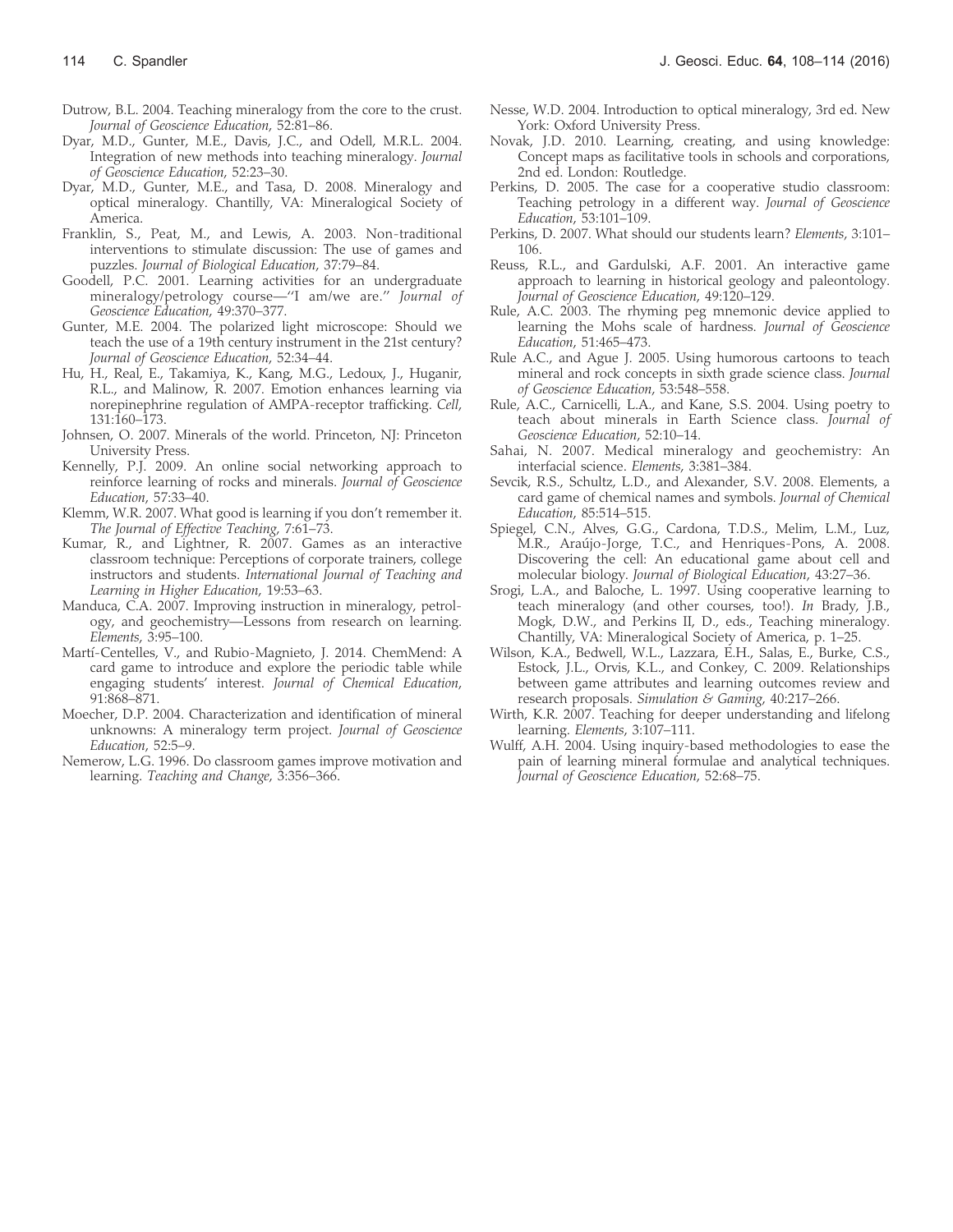Dutrow, B.L. 2004. Teaching mineralogy from the core to the crust. *Journal of Geoscience Education*, 52:81–86.

Dyar, M.D., Gunter, M.E., Davis, J.C., and Odell, M.R.L. 2004. Integration of new methods into teaching mineralogy. *Journal of Geoscience Education*, 52:23–30.

Dyar, M.D., Gunter, M.E., and Tasa, D. 2008. Mineralogy and optical mineralogy. Chantilly, VA: Mineralogical Society of America.

Franklin, S., Peat, M., and Lewis, A. 2003. Non-traditional interventions to stimulate discussion: The use of games and puzzles. *Journal of Biological Education*, 37:79–84.

Goodell, P.C. 2001. Learning activities for an undergraduate mineralogy/petrology course—''I am/we are.'' *Journal of Geoscience Education*, 49:370–377.

Gunter, M.E. 2004. The polarized light microscope: Should we teach the use of a 19th century instrument in the 21st century? *Journal of Geoscience Education*, 52:34–44.

Hu, H., Real, E., Takamiya, K., Kang, M.G., Ledoux, J., Huganir, R.L., and Malinow, R. 2007. Emotion enhances learning via norepinephrine regulation of AMPA-receptor trafficking. *Cell*, 131:160–173.

Johnsen, O. 2007. Minerals of the world. Princeton, NJ: Princeton University Press.

Kennelly, P.J. 2009. An online social networking approach to reinforce learning of rocks and minerals. *Journal of Geoscience Education*, 57:33–40.

Klemm, W.R. 2007. What good is learning if you don't remember it. *The Journal of Effective Teaching*, 7:61–73.

Kumar, R., and Lightner, R. 2007. Games as an interactive classroom technique: Perceptions of corporate trainers, college instructors and students. *International Journal of Teaching and Learning in Higher Education*, 19:53–63.

Manduca, C.A. 2007. Improving instruction in mineralogy, petrology, and geochemistry—Lessons from research on learning. *Elements*, 3:95–100.

Martí-Centelles, V., and Rubio-Magnieto, J. 2014. ChemMend: A card game to introduce and explore the periodic table while engaging students' interest. *Journal of Chemical Education*, 91:868–871.

Moecher, D.P. 2004. Characterization and identification of mineral unknowns: A mineralogy term project. *Journal of Geoscience Education*, 52:5–9.

Nemerow, L.G. 1996. Do classroom games improve motivation and learning. *Teaching and Change*, 3:356–366.

Nesse, W.D. 2004. Introduction to optical mineralogy, 3rd ed. New York: Oxford University Press.

Novak, J.D. 2010. Learning, creating, and using knowledge: Concept maps as facilitative tools in schools and corporations, 2nd ed. London: Routledge.

Perkins, D. 2005. The case for a cooperative studio classroom: Teaching petrology in a different way. *Journal of Geoscience Education*, 53:101–109.

Perkins, D. 2007. What should our students learn? *Elements*, 3:101–106.

Reuss, R.L., and Gardulski, A.F. 2001. An interactive game approach to learning in historical geology and paleontology. *Journal of Geoscience Education*, 49:120–129.

Rule, A.C. 2003. The rhyming peg mnemonic device applied to learning the Mohs scale of hardness. *Journal of Geoscience Education*, 51:465–473.

Rule A.C., and Ague J. 2005. Using humorous cartoons to teach mineral and rock concepts in sixth grade science class. *Journal of Geoscience Education*, 53:548–558.

Rule, A.C., Carnicelli, L.A., and Kane, S.S. 2004. Using poetry to teach about minerals in Earth Science class. *Journal of Geoscience Education*, 52:10–14.

Sahai, N. 2007. Medical mineralogy and geochemistry: An interfacial science. *Elements*, 3:381–384.

Sevcik, R.S., Schultz, L.D., and Alexander, S.V. 2008. Elements, a card game of chemical names and symbols. *Journal of Chemical Education*, 85:514–515.

Spiegel, C.N., Alves, G.G., Cardona, T.D.S., Melim, L.M., Luz, M.R., Araújo-Jorge, T.C., and Henriques-Pons, A. 2008. Discovering the cell: An educational game about cell and molecular biology. *Journal of Biological Education*, 43:27–36.

Srogi, L.A., and Baloche, L. 1997. Using cooperative learning to teach mineralogy (and other courses, too!). *In* Brady, J.B., Mogk, D.W., and Perkins II, D., eds., Teaching mineralogy. Chantilly, VA: Mineralogical Society of America, p. 1–25.

Wilson, K.A., Bedwell, W.L., Lazzara, E.H., Salas, E., Burke, C.S., Estock, J.L., Orvis, K.L., and Conkey, C. 2009. Relationships between game attributes and learning outcomes review and research proposals. *Simulation & Gaming*, 40:217–266.

Wirth, K.R. 2007. Teaching for deeper understanding and lifelong learning. *Elements*, 3:107–111.

Wulff, A.H. 2004. Using inquiry-based methodologies to ease the pain of learning mineral formulae and analytical techniques. *Journal of Geoscience Education*, 52:68–75.